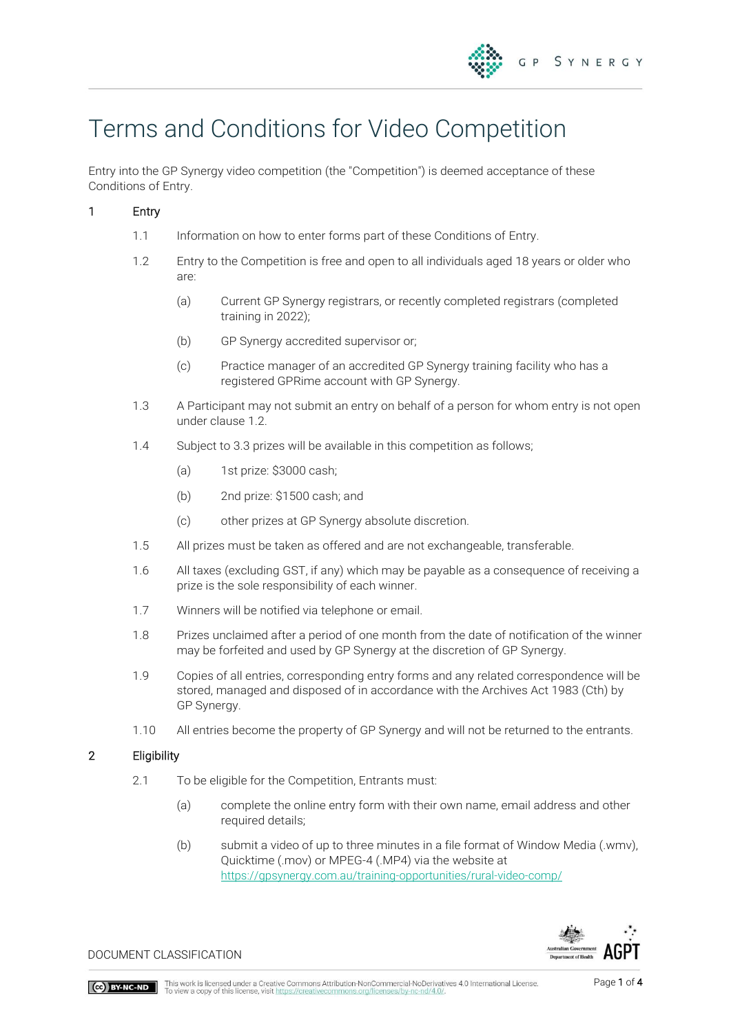# Terms and Conditions for Video Competition

Entry into the GP Synergy video competition (the "Competition") is deemed acceptance of these Conditions of Entry.

1 **Entry**

1.1 Information on how to enter forms part of these Conditions of Entry.

1.2 Entry to the Competition is free and open to all individuals aged 18 years or older who are:

(a) Current GP Synergy registrars, or recently completed registrars (completed training in 2022);

(b) GP Synergy accredited supervisor or;

(c) Practice manager of an accredited GP Synergy training facility who has a registered GPRime account with GP Synergy.

1.3 A Participant may not submit an entry on behalf of a person for whom entry is not open under clause 1.2.

1.4 Subject to 3.3 prizes will be available in this competition as follows;

(a) 1st prize: $3000 cash;

(b) 2nd prize: $1500 cash; and

(c) other prizes at GP Synergy absolute discretion.

1.5 All prizes must be taken as offered and are not exchangeable, transferable.

1.6 All taxes (excluding GST, if any) which may be payable as a consequence of receiving a prize is the sole responsibility of each winner.

1.7 Winners will be notified via telephone or email.

1.8 Prizes unclaimed after a period of one month from the date of notification of the winner may be forfeited and used by GP Synergy at the discretion of GP Synergy.

1.9 Copies of all entries, corresponding entry forms and any related correspondence will be stored, managed and disposed of in accordance with the Archives Act 1983 (Cth) by GP Synergy.

1.10 All entries become the property of GP Synergy and will not be returned to the entrants.

2 **Eligibility**

2.1 To be eligible for the Competition, Entrants must:

(a) complete the online entry form with their own name, email address and other required details;

(b) submit a video of up to three minutes in a file format of Window Media (.wmv), Quicktime (.mov) or MPEG-4 (.MP4) via the website at https://gpsynergy.com.au/training-opportunities/rural-video-comp/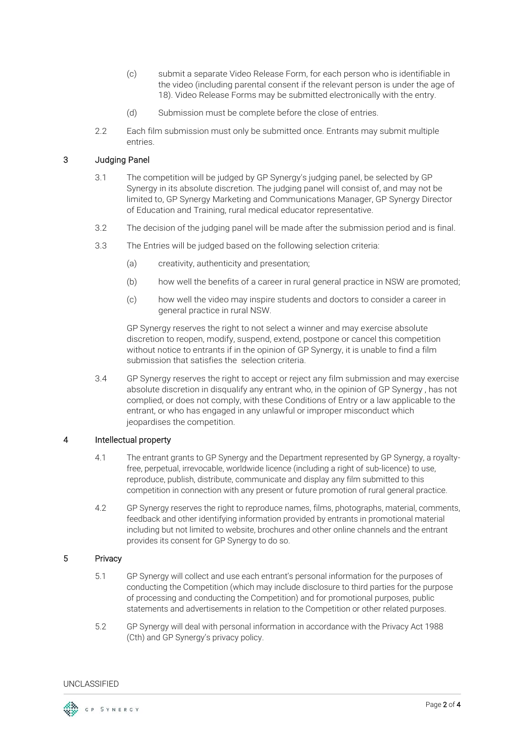(c) submit a separate Video Release Form, for each person who is identifiable in the video (including parental consent if the relevant person is under the age of 18). Video Release Forms may be submitted electronically with the entry.

(d) Submission must be complete before the close of entries.

2.2 Each film submission must only be submitted once. Entrants may submit multiple entries.

## 3 Judging Panel

3.1 The competition will be judged by GP Synergy's judging panel, be selected by GP Synergy in its absolute discretion. The judging panel will consist of, and may not be limited to, GP Synergy Marketing and Communications Manager, GP Synergy Director of Education and Training, rural medical educator representative.

3.2 The decision of the judging panel will be made after the submission period and is final.

3.3 The Entries will be judged based on the following selection criteria:

(a) creativity, authenticity and presentation;

(b) how well the benefits of a career in rural general practice in NSW are promoted;

(c) how well the video may inspire students and doctors to consider a career in general practice in rural NSW.

GP Synergy reserves the right to not select a winner and may exercise absolute discretion to reopen, modify, suspend, extend, postpone or cancel this competition without notice to entrants if in the opinion of GP Synergy, it is unable to find a film submission that satisfies the selection criteria.

3.4 GP Synergy reserves the right to accept or reject any film submission and may exercise absolute discretion in disqualify any entrant who, in the opinion of GP Synergy , has not complied, or does not comply, with these Conditions of Entry or a law applicable to the entrant, or who has engaged in any unlawful or improper misconduct which jeopardises the competition.

## 4 Intellectual property

4.1 The entrant grants to GP Synergy and the Department represented by GP Synergy, a royalty-free, perpetual, irrevocable, worldwide licence (including a right of sub-licence) to use, reproduce, publish, distribute, communicate and display any film submitted to this competition in connection with any present or future promotion of rural general practice.

4.2 GP Synergy reserves the right to reproduce names, films, photographs, material, comments, feedback and other identifying information provided by entrants in promotional material including but not limited to website, brochures and other online channels and the entrant provides its consent for GP Synergy to do so.

## 5 Privacy

5.1 GP Synergy will collect and use each entrant's personal information for the purposes of conducting the Competition (which may include disclosure to third parties for the purpose of processing and conducting the Competition) and for promotional purposes, public statements and advertisements in relation to the Competition or other related purposes.

5.2 GP Synergy will deal with personal information in accordance with the Privacy Act 1988 (Cth) and GP Synergy's privacy policy.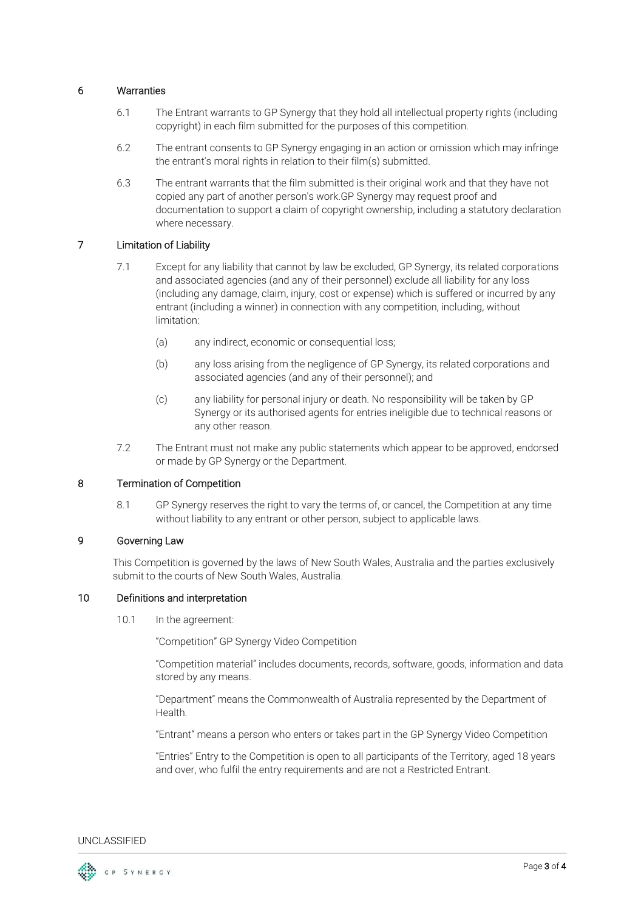## 6 Warranties

6.1 The Entrant warrants to GP Synergy that they hold all intellectual property rights (including copyright) in each film submitted for the purposes of this competition.

6.2 The entrant consents to GP Synergy engaging in an action or omission which may infringe the entrant's moral rights in relation to their film(s) submitted.

6.3 The entrant warrants that the film submitted is their original work and that they have not copied any part of another person's work.GP Synergy may request proof and documentation to support a claim of copyright ownership, including a statutory declaration where necessary.

## 7 Limitation of Liability

7.1 Except for any liability that cannot by law be excluded, GP Synergy, its related corporations and associated agencies (and any of their personnel) exclude all liability for any loss (including any damage, claim, injury, cost or expense) which is suffered or incurred by any entrant (including a winner) in connection with any competition, including, without limitation:

(a) any indirect, economic or consequential loss;

(b) any loss arising from the negligence of GP Synergy, its related corporations and associated agencies (and any of their personnel); and

(c) any liability for personal injury or death. No responsibility will be taken by GP Synergy or its authorised agents for entries ineligible due to technical reasons or any other reason.

7.2 The Entrant must not make any public statements which appear to be approved, endorsed or made by GP Synergy or the Department.

## 8 Termination of Competition

8.1 GP Synergy reserves the right to vary the terms of, or cancel, the Competition at any time without liability to any entrant or other person, subject to applicable laws.

## 9 Governing Law

This Competition is governed by the laws of New South Wales, Australia and the parties exclusively submit to the courts of New South Wales, Australia.

## 10 Definitions and interpretation

10.1 In the agreement:

"Competition" GP Synergy Video Competition

"Competition material" includes documents, records, software, goods, information and data stored by any means.

"Department" means the Commonwealth of Australia represented by the Department of Health.

"Entrant" means a person who enters or takes part in the GP Synergy Video Competition

"Entries" Entry to the Competition is open to all participants of the Territory, aged 18 years and over, who fulfil the entry requirements and are not a Restricted Entrant.

UNCLASSIFIED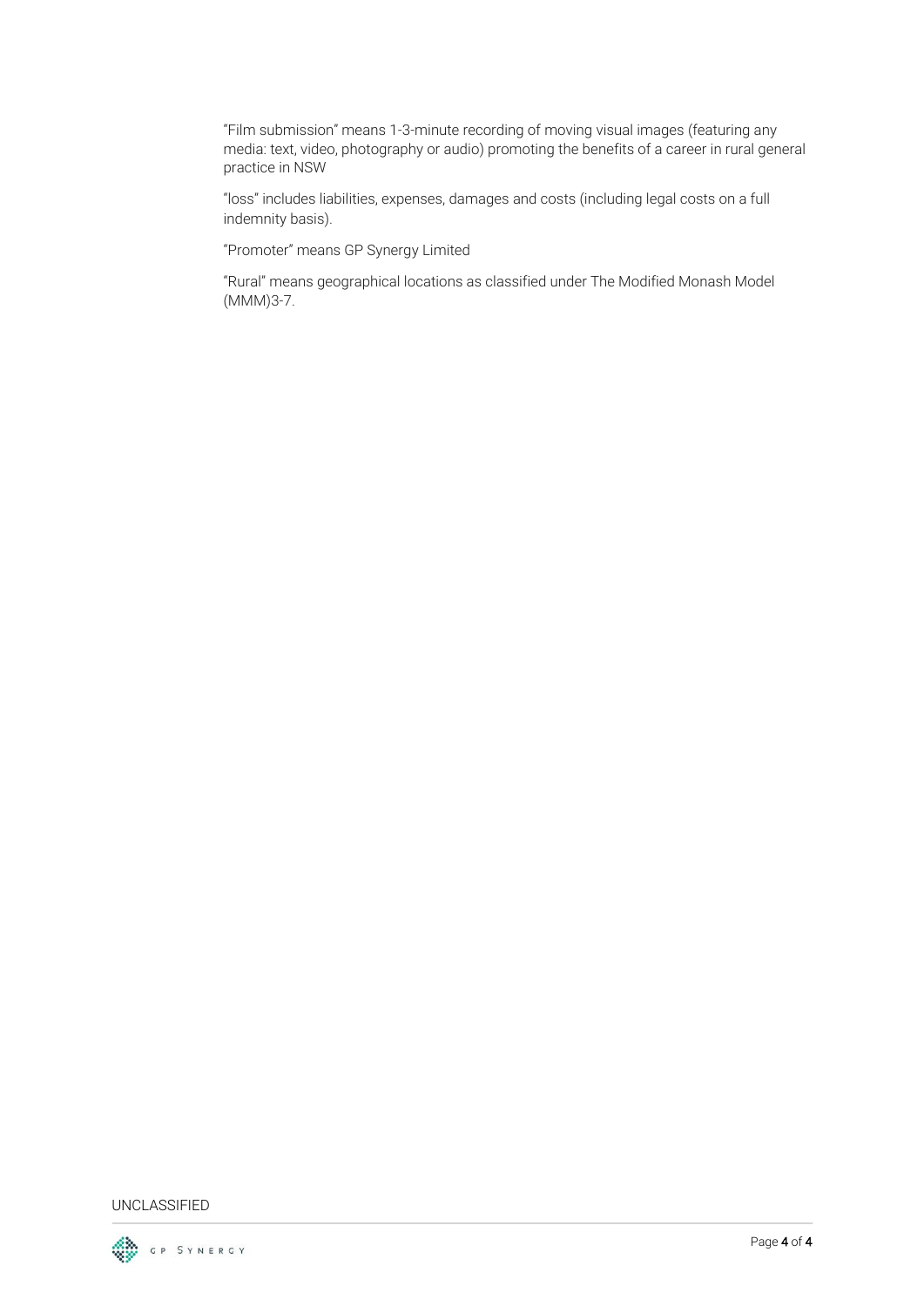"Film submission" means 1-3-minute recording of moving visual images (featuring any media: text, video, photography or audio) promoting the benefits of a career in rural general practice in NSW

"loss" includes liabilities, expenses, damages and costs (including legal costs on a full indemnity basis).

"Promoter" means GP Synergy Limited

"Rural" means geographical locations as classified under The Modified Monash Model (MMM)3-7.

UNCLASSIFIED